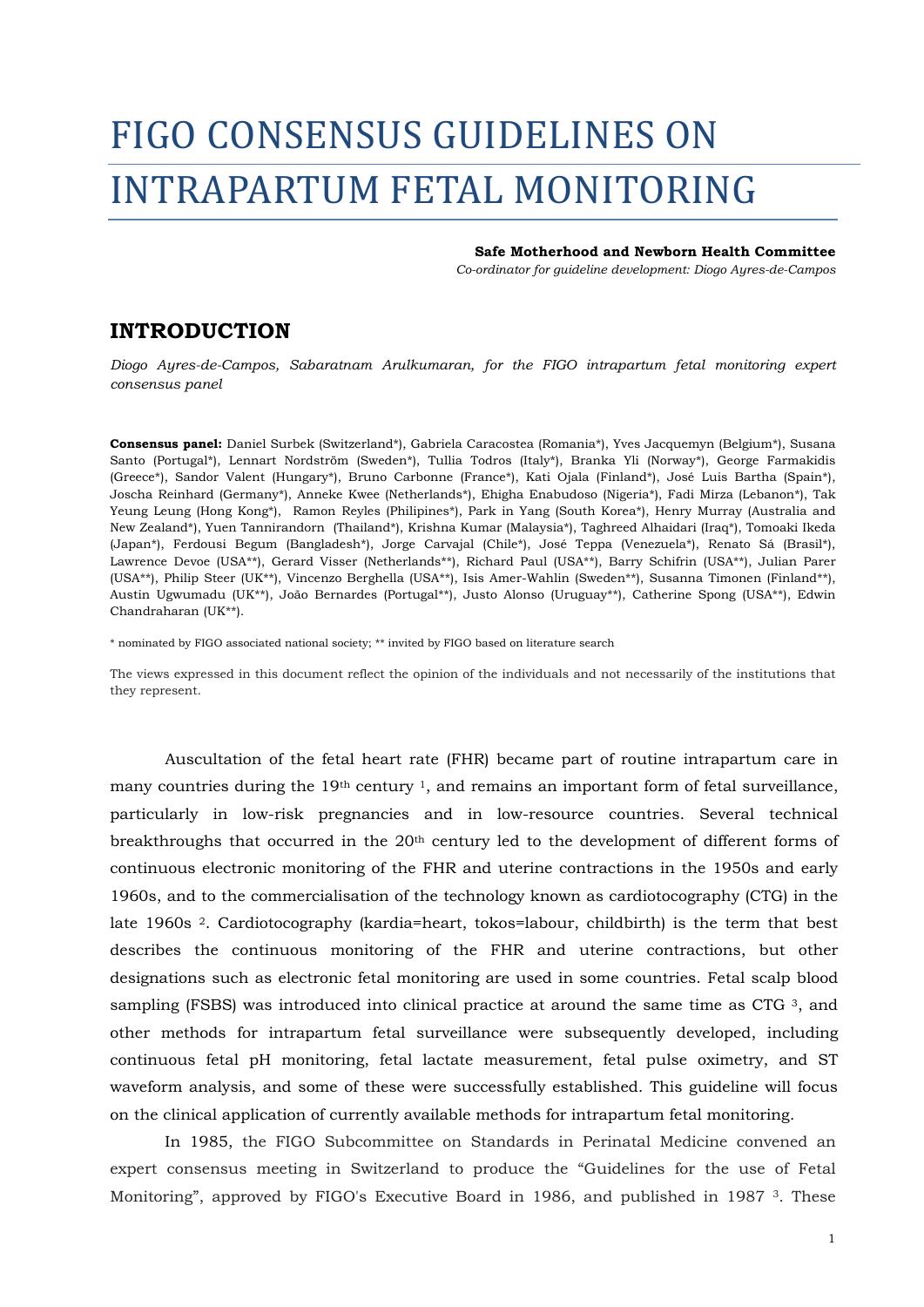# FIGO CONSENSUS GUIDELINES ON INTRAPARTUM FETAL MONITORING

**Safe Motherhood and Newborn Health Committee**

*Co-ordinator for guideline development: Diogo Ayres-de-Campos*

## INTRODUCTION

*Diogo Ayres-de-Campos, Sabaratnam Arulkumaran, for the FIGO intrapartum fetal monitoring expert consensus panel*

**Consensus panel:** Daniel Surbek (Switzerland*), Gabriela Caracostea (Romania*), Yves Jacquemyn (Belgium*), Susana Santo (Portugal*), Lennart Nordström (Sweden*), Tullia Todros (Italy*), Branka Yli (Norway*), George Farmakidis (Greece*), Sandor Valent (Hungary*), Bruno Carbonne (France*), Kati Ojala (Finland*), José Luis Bartha (Spain*), Joscha Reinhard (Germany*), Anneke Kwee (Netherlands*), Ehigha Enabudoso (Nigeria*), Fadi Mirza (Lebanon*), Tak Yeung Leung (Hong Kong*), Ramon Reyles (Philipines*), Park in Yang (South Korea*), Henry Murray (Australia and New Zealand*), Yuen Tannirandorn (Thailand*), Krishna Kumar (Malaysia*), Taghreed Alhaidari (Iraq*), Tomoaki Ikeda (Japan*), Ferdousi Begum (Bangladesh*), Jorge Carvajal (Chile*), José Teppa (Venezuela*), Renato Sá (Brasil*), Lawrence Devoe (USA**), Gerard Visser (Netherlands**), Richard Paul (USA**), Barry Schifrin (USA**), Julian Parer (USA**), Philip Steer (UK**), Vincenzo Berghella (USA**), Isis Amer-Wahlin (Sweden**), Susanna Timonen (Finland**), Austin Ugwumadu (UK**), João Bernardes (Portugal**), Justo Alonso (Uruguay**), Catherine Spong (USA**), Edwin Chandraharan (UK**).

\* nominated by FIGO associated national society; ** invited by FIGO based on literature search

The views expressed in this document reflect the opinion of the individuals and not necessarily of the institutions that they represent.

Auscultation of the fetal heart rate (FHR) became part of routine intrapartum care in many countries during the 19th century [1], and remains an important form of fetal surveillance, particularly in low-risk pregnancies and in low-resource countries. Several technical breakthroughs that occurred in the 20th century led to the development of different forms of continuous electronic monitoring of the FHR and uterine contractions in the 1950s and early 1960s, and to the commercialisation of the technology known as cardiotocography (CTG) in the late 1960s [2]. Cardiotocography (kardia=heart, tokos=labour, childbirth) is the term that best describes the continuous monitoring of the FHR and uterine contractions, but other designations such as electronic fetal monitoring are used in some countries. Fetal scalp blood sampling (FSBS) was introduced into clinical practice at around the same time as CTG [3], and other methods for intrapartum fetal surveillance were subsequently developed, including continuous fetal pH monitoring, fetal lactate measurement, fetal pulse oximetry, and ST waveform analysis, and some of these were successfully established. This guideline will focus on the clinical application of currently available methods for intrapartum fetal monitoring.

In 1985, the FIGO Subcommittee on Standards in Perinatal Medicine convened an expert consensus meeting in Switzerland to produce the "Guidelines for the use of Fetal Monitoring", approved by FIGO's Executive Board in 1986, and published in 1987 [3]. These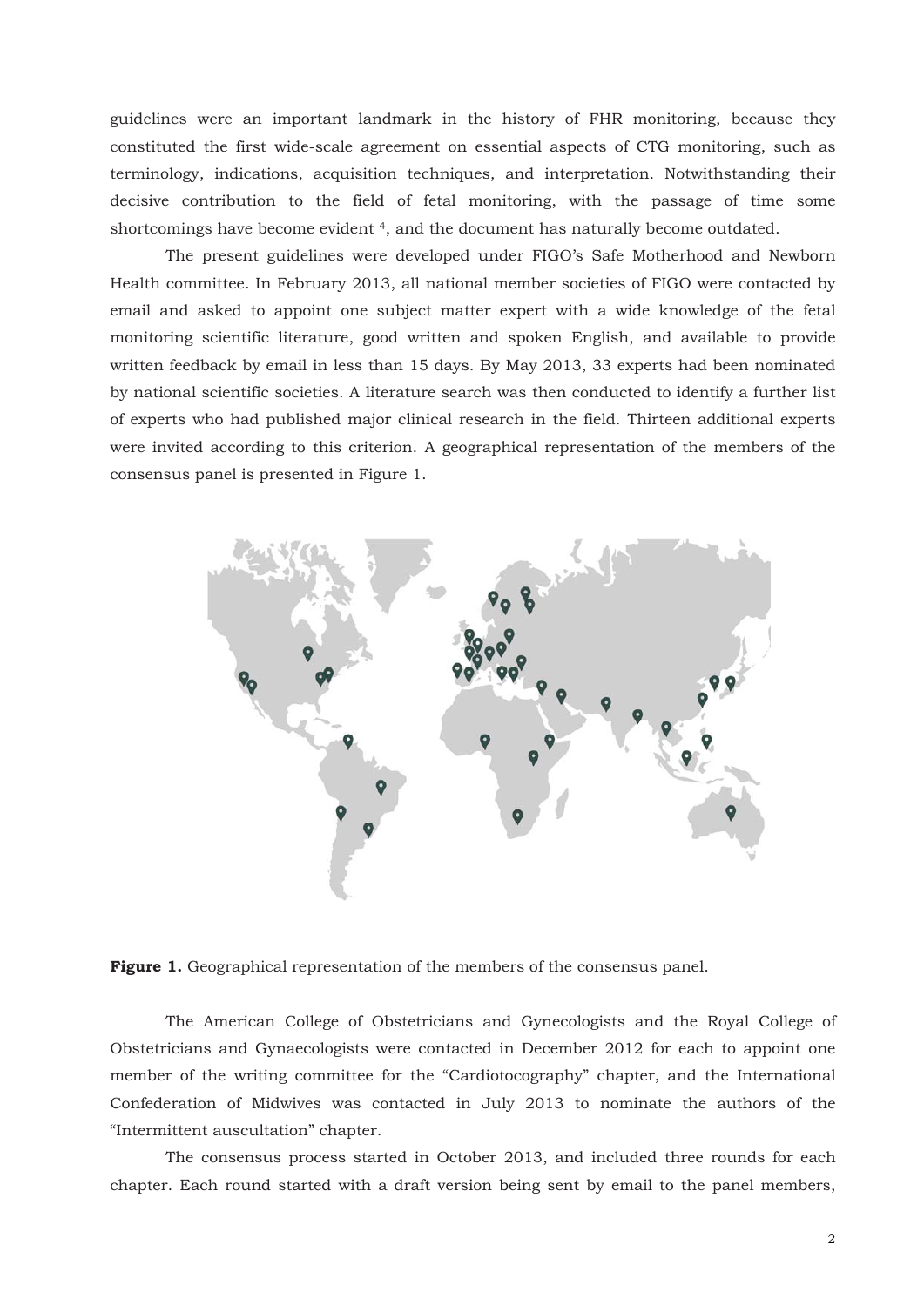guidelines were an important landmark in the history of FHR monitoring, because they constituted the first wide-scale agreement on essential aspects of CTG monitoring, such as terminology, indications, acquisition techniques, and interpretation. Notwithstanding their decisive contribution to the field of fetal monitoring, with the passage of time some shortcomings have become evident [4], and the document has naturally become outdated.

The present guidelines were developed under FIGO's Safe Motherhood and Newborn Health committee. In February 2013, all national member societies of FIGO were contacted by email and asked to appoint one subject matter expert with a wide knowledge of the fetal monitoring scientific literature, good written and spoken English, and available to provide written feedback by email in less than 15 days. By May 2013, 33 experts had been nominated by national scientific societies. A literature search was then conducted to identify a further list of experts who had published major clinical research in the field. Thirteen additional experts were invited according to this criterion. A geographical representation of the members of the consensus panel is presented in Figure 1.

**Figure 1.** Geographical representation of the members of the consensus panel.

The American College of Obstetricians and Gynecologists and the Royal College of Obstetricians and Gynaecologists were contacted in December 2012 for each to appoint one member of the writing committee for the "Cardiotocography" chapter, and the International Confederation of Midwives was contacted in July 2013 to nominate the authors of the "Intermittent auscultation" chapter.

The consensus process started in October 2013, and included three rounds for each chapter. Each round started with a draft version being sent by email to the panel members,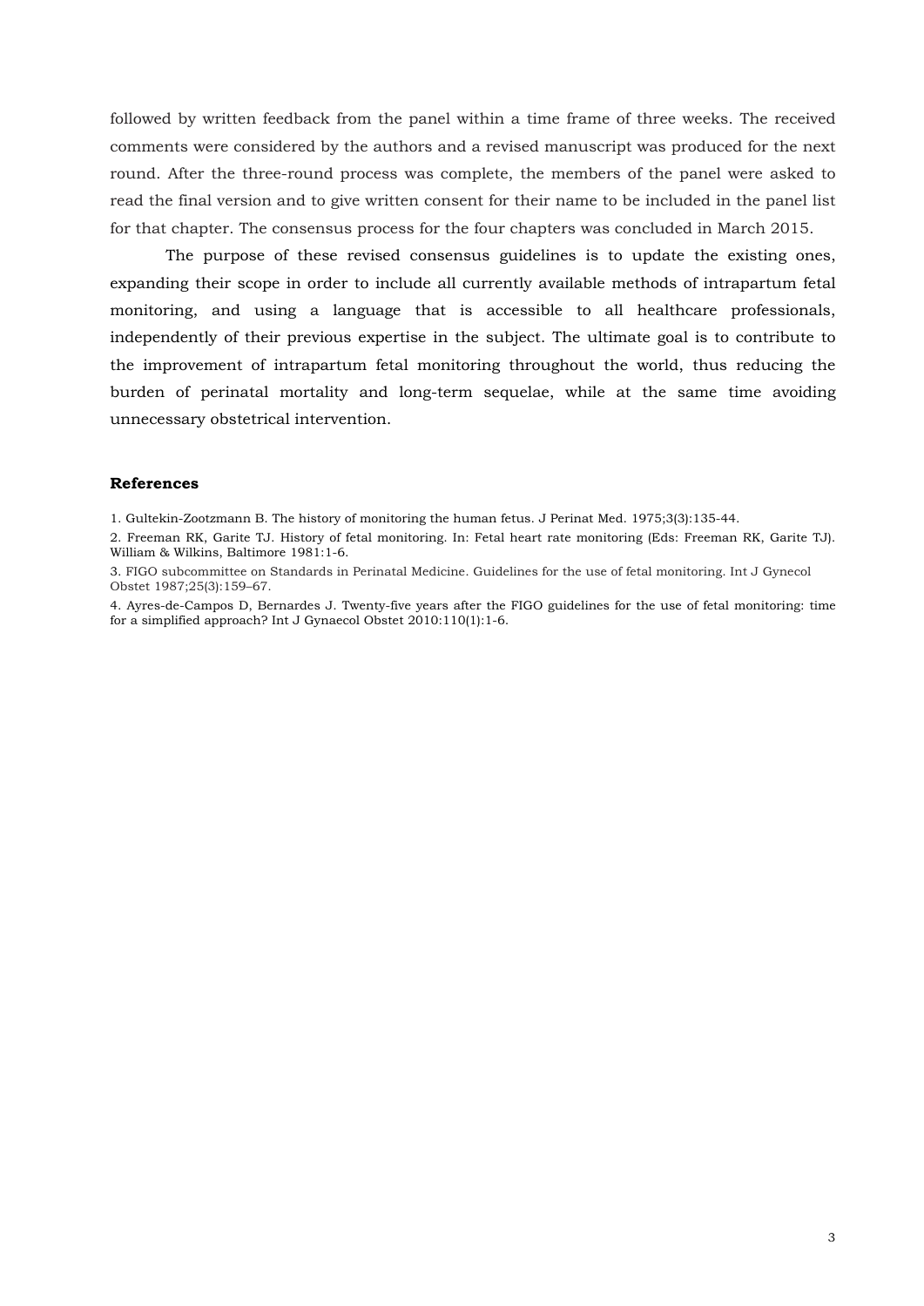followed by written feedback from the panel within a time frame of three weeks. The received comments were considered by the authors and a revised manuscript was produced for the next round. After the three-round process was complete, the members of the panel were asked to read the final version and to give written consent for their name to be included in the panel list for that chapter. The consensus process for the four chapters was concluded in March 2015.

The purpose of these revised consensus guidelines is to update the existing ones, expanding their scope in order to include all currently available methods of intrapartum fetal monitoring, and using a language that is accessible to all healthcare professionals, independently of their previous expertise in the subject. The ultimate goal is to contribute to the improvement of intrapartum fetal monitoring throughout the world, thus reducing the burden of perinatal mortality and long-term sequelae, while at the same time avoiding unnecessary obstetrical intervention.

**References**

1. Gultekin-Zootzmann B. The history of monitoring the human fetus. J Perinat Med. 1975;3(3):135-44.

2. Freeman RK, Garite TJ. History of fetal monitoring. In: Fetal heart rate monitoring (Eds: Freeman RK, Garite TJ). William & Wilkins, Baltimore 1981:1-6.

3. FIGO subcommittee on Standards in Perinatal Medicine. Guidelines for the use of fetal monitoring. Int J Gynecol Obstet 1987;25(3):159–67.

4. Ayres-de-Campos D, Bernardes J. Twenty-five years after the FIGO guidelines for the use of fetal monitoring: time for a simplified approach? Int J Gynaecol Obstet 2010:110(1):1-6.